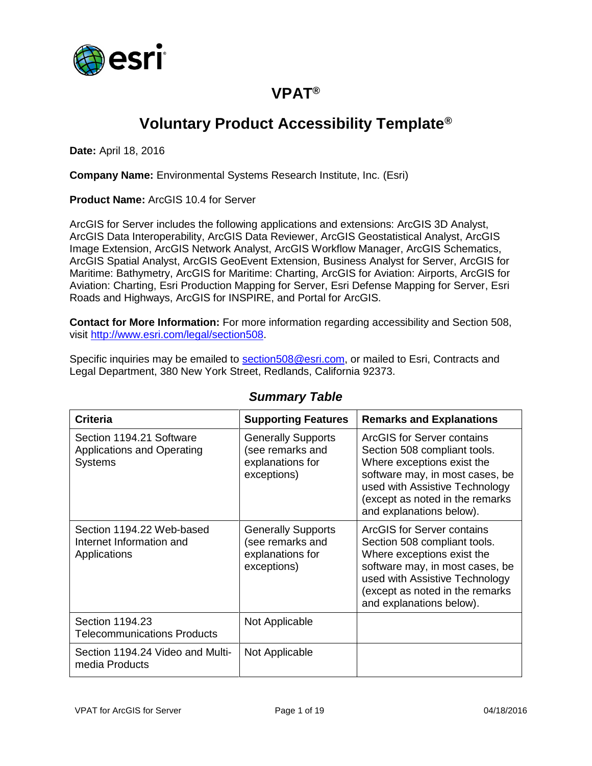# VPAT®

## Voluntary Product Accessibility Template®

**Date:** April 18, 2016

**Company Name:** Environmental Systems Research Institute, Inc. (Esri)

**Product Name:** ArcGIS 10.4 for Server

ArcGIS for Server includes the following applications and extensions: ArcGIS 3D Analyst, ArcGIS Data Interoperability, ArcGIS Data Reviewer, ArcGIS Geostatistical Analyst, ArcGIS Image Extension, ArcGIS Network Analyst, ArcGIS Workflow Manager, ArcGIS Schematics, ArcGIS Spatial Analyst, ArcGIS GeoEvent Extension, Business Analyst for Server, ArcGIS for Maritime: Bathymetry, ArcGIS for Maritime: Charting, ArcGIS for Aviation: Airports, ArcGIS for Aviation: Charting, Esri Production Mapping for Server, Esri Defense Mapping for Server, Esri Roads and Highways, ArcGIS for INSPIRE, and Portal for ArcGIS.

**Contact for More Information:** For more information regarding accessibility and Section 508, visit http://www.esri.com/legal/section508.

Specific inquiries may be emailed to section508@esri.com, or mailed to Esri, Contracts and Legal Department, 380 New York Street, Redlands, California 92373.

### *Summary Table*

| Criteria | Supporting Features | Remarks and Explanations |
|---|---|---|
| Section 1194.21 Software Applications and Operating Systems | Generally Supports (see remarks and explanations for exceptions) | ArcGIS for Server contains Section 508 compliant tools. Where exceptions exist the software may, in most cases, be used with Assistive Technology (except as noted in the remarks and explanations below). |
| Section 1194.22 Web-based Internet Information and Applications | Generally Supports (see remarks and explanations for exceptions) | ArcGIS for Server contains Section 508 compliant tools. Where exceptions exist the software may, in most cases, be used with Assistive Technology (except as noted in the remarks and explanations below). |
| Section 1194.23 Telecommunications Products | Not Applicable | |
| Section 1194.24 Video and Multi-media Products | Not Applicable | |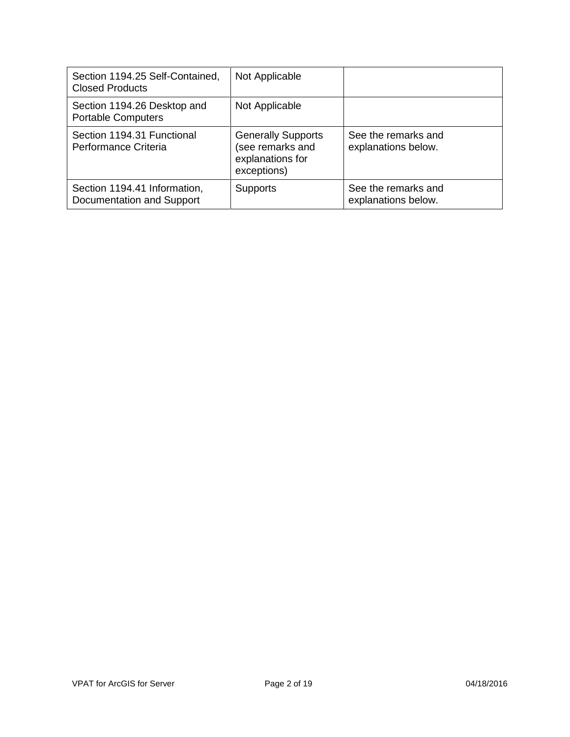| | | |
|---|---|---|
| Section 1194.25 Self-Contained, Closed Products | Not Applicable | |
| Section 1194.26 Desktop and Portable Computers | Not Applicable | |
| Section 1194.31 Functional Performance Criteria | Generally Supports (see remarks and explanations for exceptions) | See the remarks and explanations below. |
| Section 1194.41 Information, Documentation and Support | Supports | See the remarks and explanations below. |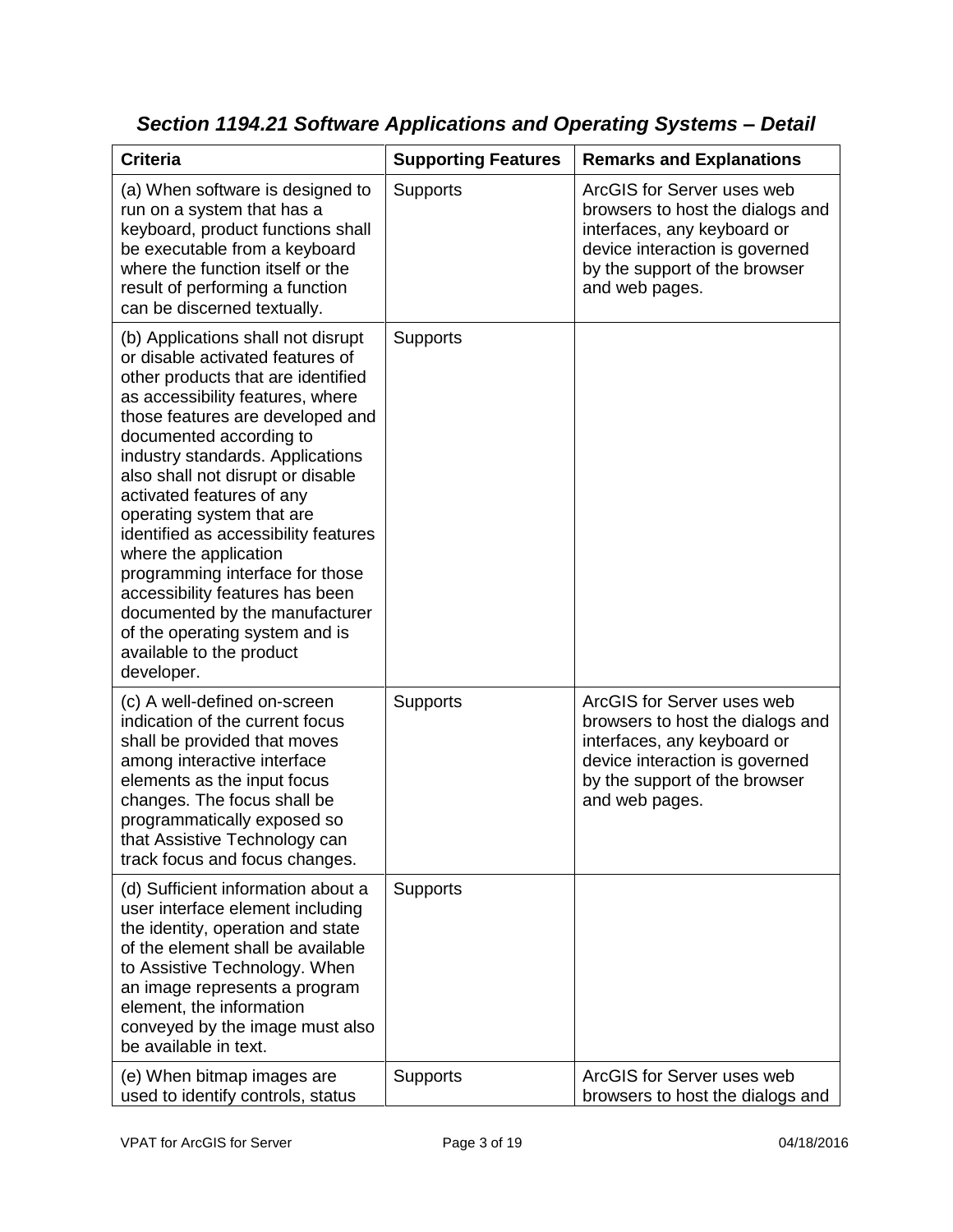### *Section 1194.21 Software Applications and Operating Systems – Detail*

| Criteria | Supporting Features | Remarks and Explanations |
|---|---|---|
| (a) When software is designed to run on a system that has a keyboard, product functions shall be executable from a keyboard where the function itself or the result of performing a function can be discerned textually. | Supports | ArcGIS for Server uses web browsers to host the dialogs and interfaces, any keyboard or device interaction is governed by the support of the browser and web pages. |
| (b) Applications shall not disrupt or disable activated features of other products that are identified as accessibility features, where those features are developed and documented according to industry standards. Applications also shall not disrupt or disable activated features of any operating system that are identified as accessibility features where the application programming interface for those accessibility features has been documented by the manufacturer of the operating system and is available to the product developer. | Supports | |
| (c) A well-defined on-screen indication of the current focus shall be provided that moves among interactive interface elements as the input focus changes. The focus shall be programmatically exposed so that Assistive Technology can track focus and focus changes. | Supports | ArcGIS for Server uses web browsers to host the dialogs and interfaces, any keyboard or device interaction is governed by the support of the browser and web pages. |
| (d) Sufficient information about a user interface element including the identity, operation and state of the element shall be available to Assistive Technology. When an image represents a program element, the information conveyed by the image must also be available in text. | Supports | |
| (e) When bitmap images are used to identify controls, status | Supports | ArcGIS for Server uses web browsers to host the dialogs and |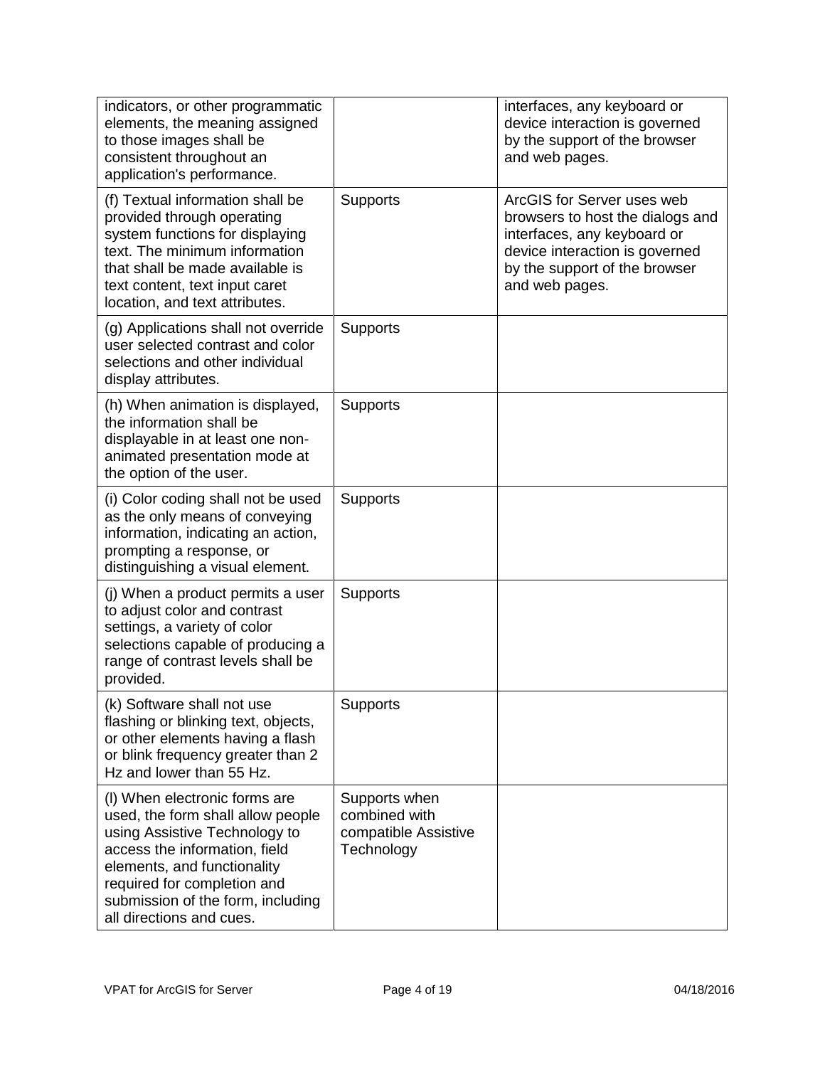| | | |
|---|---|---|
| indicators, or other programmatic elements, the meaning assigned to those images shall be consistent throughout an application's performance. | | interfaces, any keyboard or device interaction is governed by the support of the browser and web pages. |
| (f) Textual information shall be provided through operating system functions for displaying text. The minimum information that shall be made available is text content, text input caret location, and text attributes. | Supports | ArcGIS for Server uses web browsers to host the dialogs and interfaces, any keyboard or device interaction is governed by the support of the browser and web pages. |
| (g) Applications shall not override user selected contrast and color selections and other individual display attributes. | Supports | |
| (h) When animation is displayed, the information shall be displayable in at least one non-animated presentation mode at the option of the user. | Supports | |
| (i) Color coding shall not be used as the only means of conveying information, indicating an action, prompting a response, or distinguishing a visual element. | Supports | |
| (j) When a product permits a user to adjust color and contrast settings, a variety of color selections capable of producing a range of contrast levels shall be provided. | Supports | |
| (k) Software shall not use flashing or blinking text, objects, or other elements having a flash or blink frequency greater than 2 Hz and lower than 55 Hz. | Supports | |
| (l) When electronic forms are used, the form shall allow people using Assistive Technology to access the information, field elements, and functionality required for completion and submission of the form, including all directions and cues. | Supports when combined with compatible Assistive Technology | |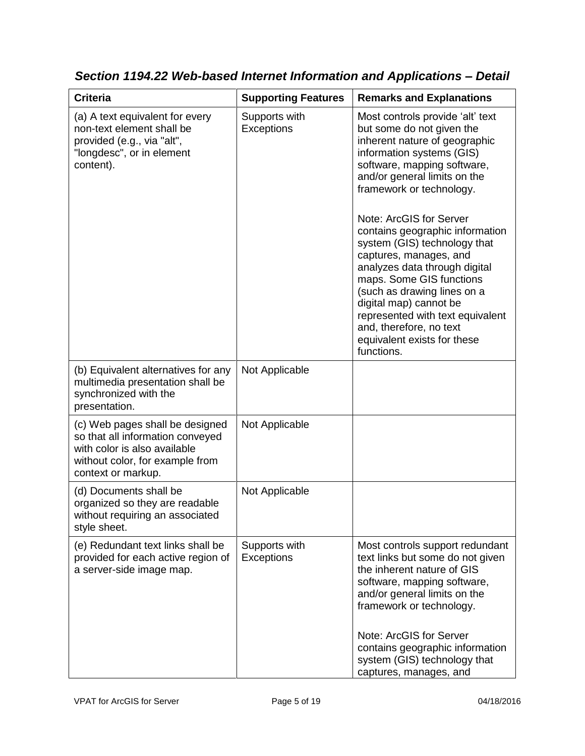### *Section 1194.22 Web-based Internet Information and Applications – Detail*

| Criteria | Supporting Features | Remarks and Explanations |
| --- | --- | --- |
| (a) A text equivalent for every non-text element shall be provided (e.g., via "alt", "longdesc", or in element content). | Supports with Exceptions | Most controls provide 'alt' text but some do not given the inherent nature of geographic information systems (GIS) software, mapping software, and/or general limits on the framework or technology.<br><br>Note: ArcGIS for Server contains geographic information system (GIS) technology that captures, manages, and analyzes data through digital maps. Some GIS functions (such as drawing lines on a digital map) cannot be represented with text equivalent and, therefore, no text equivalent exists for these functions. |
| (b) Equivalent alternatives for any multimedia presentation shall be synchronized with the presentation. | Not Applicable | |
| (c) Web pages shall be designed so that all information conveyed with color is also available without color, for example from context or markup. | Not Applicable | |
| (d) Documents shall be organized so they are readable without requiring an associated style sheet. | Not Applicable | |
| (e) Redundant text links shall be provided for each active region of a server-side image map. | Supports with Exceptions | Most controls support redundant text links but some do not given the inherent nature of GIS software, mapping software, and/or general limits on the framework or technology.<br><br>Note: ArcGIS for Server contains geographic information system (GIS) technology that captures, manages, and |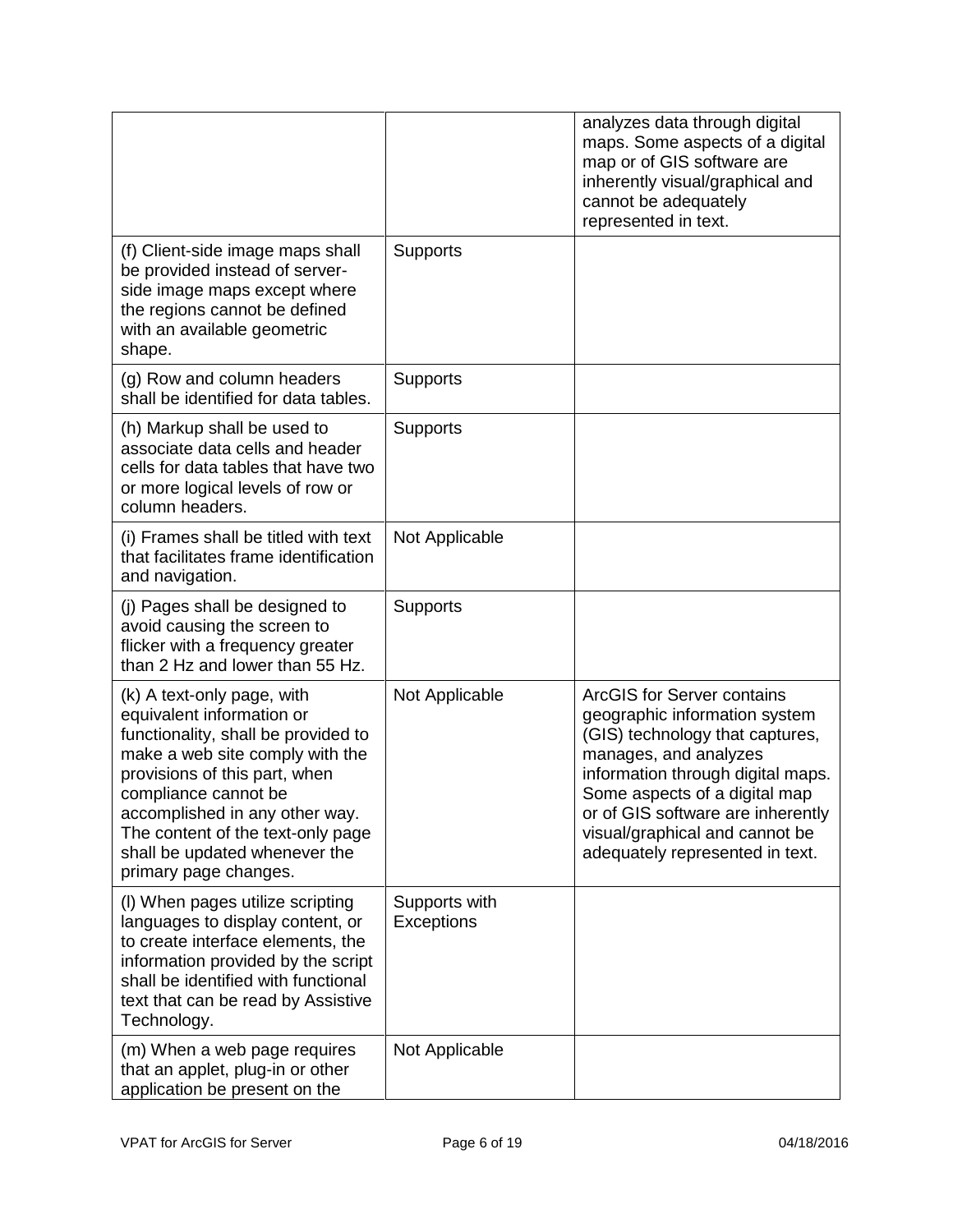| | | |
|---|---|---|
| | | analyzes data through digital maps. Some aspects of a digital map or of GIS software are inherently visual/graphical and cannot be adequately represented in text. |
| (f) Client-side image maps shall be provided instead of server-side image maps except where the regions cannot be defined with an available geometric shape. | Supports | |
| (g) Row and column headers shall be identified for data tables. | Supports | |
| (h) Markup shall be used to associate data cells and header cells for data tables that have two or more logical levels of row or column headers. | Supports | |
| (i) Frames shall be titled with text that facilitates frame identification and navigation. | Not Applicable | |
| (j) Pages shall be designed to avoid causing the screen to flicker with a frequency greater than 2 Hz and lower than 55 Hz. | Supports | |
| (k) A text-only page, with equivalent information or functionality, shall be provided to make a web site comply with the provisions of this part, when compliance cannot be accomplished in any other way. The content of the text-only page shall be updated whenever the primary page changes. | Not Applicable | ArcGIS for Server contains geographic information system (GIS) technology that captures, manages, and analyzes information through digital maps. Some aspects of a digital map or of GIS software are inherently visual/graphical and cannot be adequately represented in text. |
| (l) When pages utilize scripting languages to display content, or to create interface elements, the information provided by the script shall be identified with functional text that can be read by Assistive Technology. | Supports with Exceptions | |
| (m) When a web page requires that an applet, plug-in or other application be present on the | Not Applicable | |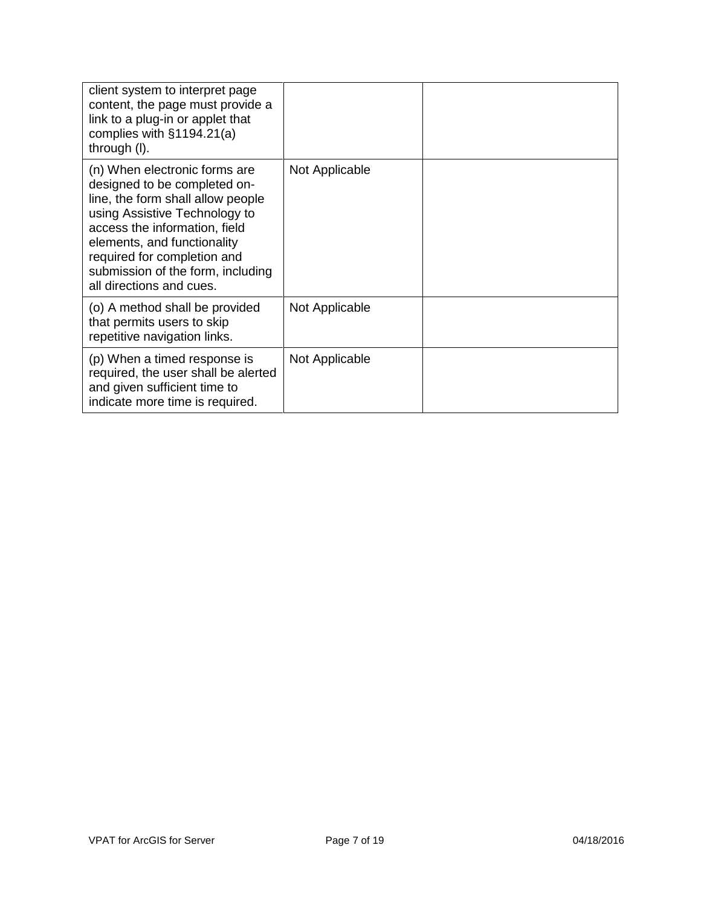| | | |
|---|---|---|
| client system to interpret page content, the page must provide a link to a plug-in or applet that complies with §1194.21(a) through (l). | | |
| (n) When electronic forms are designed to be completed on-line, the form shall allow people using Assistive Technology to access the information, field elements, and functionality required for completion and submission of the form, including all directions and cues. | Not Applicable | |
| (o) A method shall be provided that permits users to skip repetitive navigation links. | Not Applicable | |
| (p) When a timed response is required, the user shall be alerted and given sufficient time to indicate more time is required. | Not Applicable | |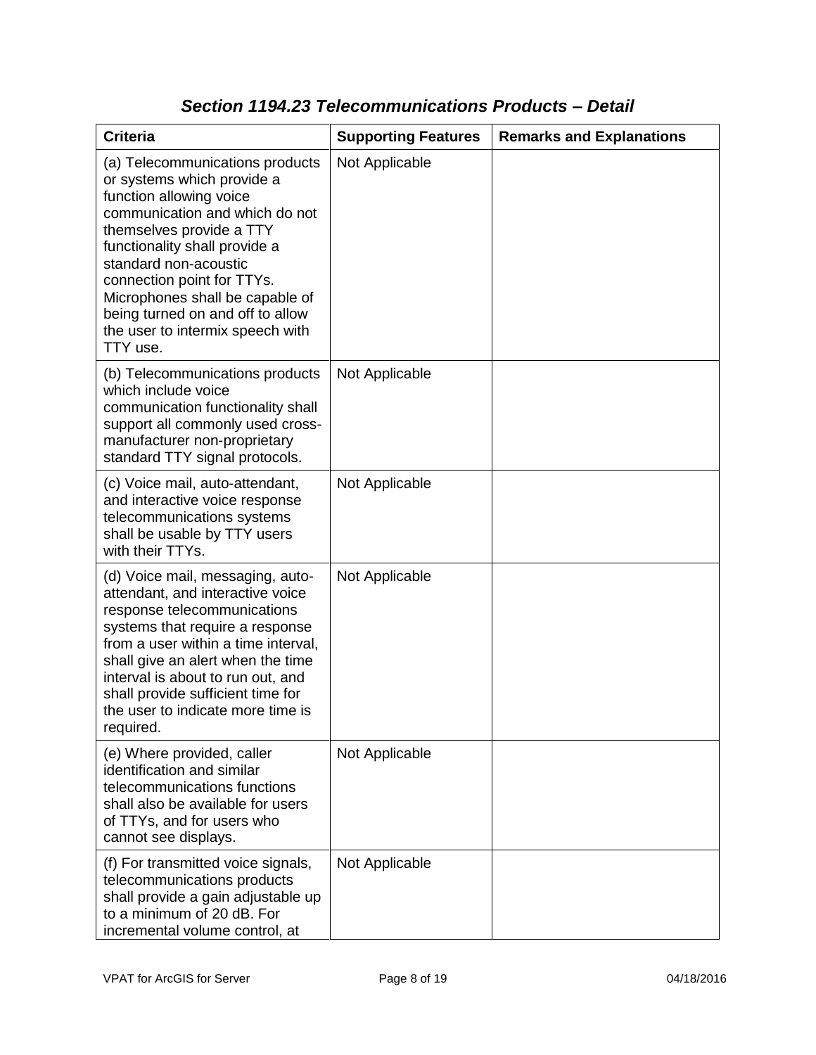## *Section 1194.23 Telecommunications Products – Detail*

| Criteria | Supporting Features | Remarks and Explanations |
| --- | --- | --- |
| (a) Telecommunications products or systems which provide a function allowing voice communication and which do not themselves provide a TTY functionality shall provide a standard non-acoustic connection point for TTYs. Microphones shall be capable of being turned on and off to allow the user to intermix speech with TTY use. | Not Applicable | |
| (b) Telecommunications products which include voice communication functionality shall support all commonly used cross-manufacturer non-proprietary standard TTY signal protocols. | Not Applicable | |
| (c) Voice mail, auto-attendant, and interactive voice response telecommunications systems shall be usable by TTY users with their TTYs. | Not Applicable | |
| (d) Voice mail, messaging, auto-attendant, and interactive voice response telecommunications systems that require a response from a user within a time interval, shall give an alert when the time interval is about to run out, and shall provide sufficient time for the user to indicate more time is required. | Not Applicable | |
| (e) Where provided, caller identification and similar telecommunications functions shall also be available for users of TTYs, and for users who cannot see displays. | Not Applicable | |
| (f) For transmitted voice signals, telecommunications products shall provide a gain adjustable up to a minimum of 20 dB. For incremental volume control, at | Not Applicable | |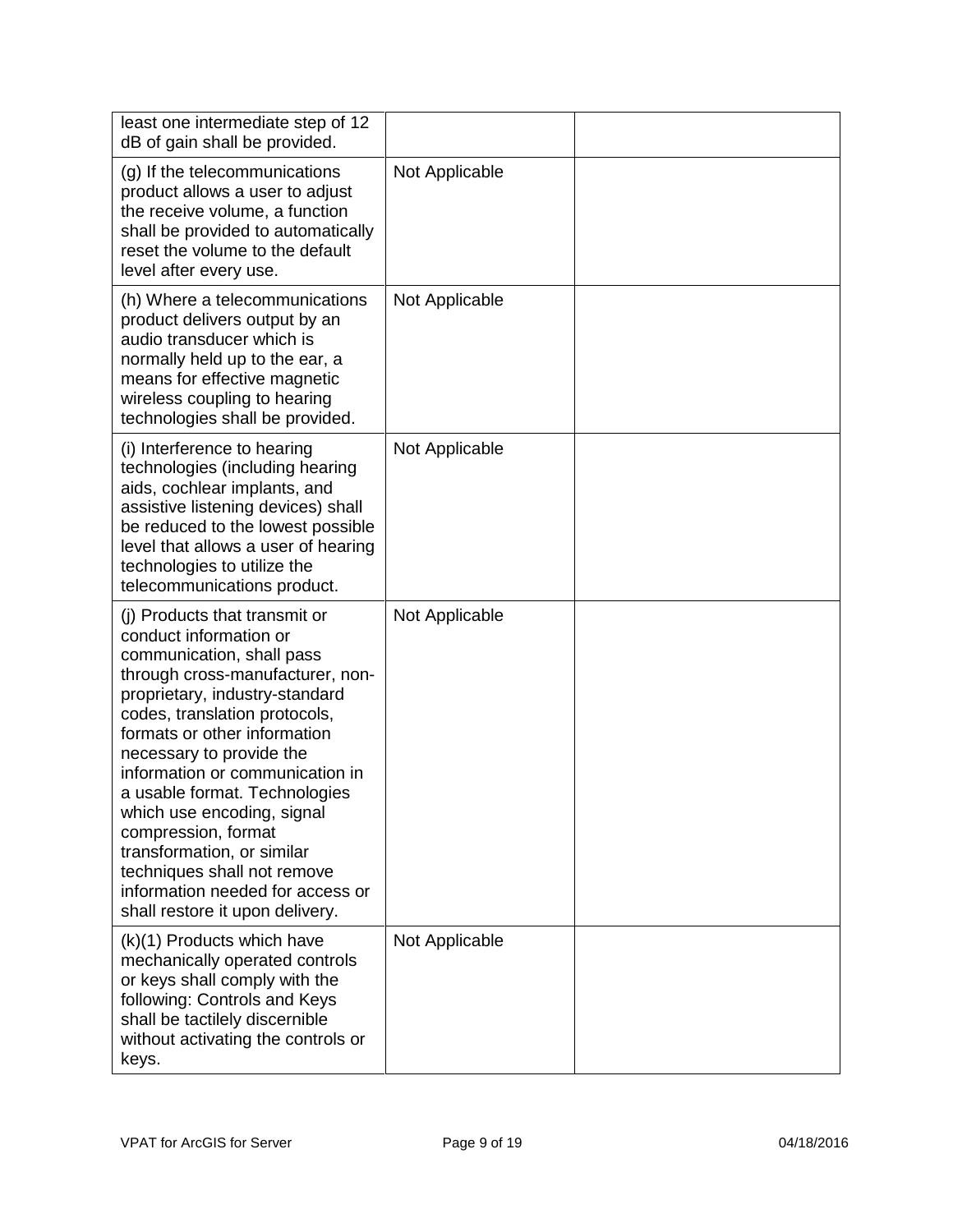| | | |
|---|---|---|
| least one intermediate step of 12 dB of gain shall be provided. | | |
| (g) If the telecommunications product allows a user to adjust the receive volume, a function shall be provided to automatically reset the volume to the default level after every use. | Not Applicable | |
| (h) Where a telecommunications product delivers output by an audio transducer which is normally held up to the ear, a means for effective magnetic wireless coupling to hearing technologies shall be provided. | Not Applicable | |
| (i) Interference to hearing technologies (including hearing aids, cochlear implants, and assistive listening devices) shall be reduced to the lowest possible level that allows a user of hearing technologies to utilize the telecommunications product. | Not Applicable | |
| (j) Products that transmit or conduct information or communication, shall pass through cross-manufacturer, non-proprietary, industry-standard codes, translation protocols, formats or other information necessary to provide the information or communication in a usable format. Technologies which use encoding, signal compression, format transformation, or similar techniques shall not remove information needed for access or shall restore it upon delivery. | Not Applicable | |
| (k)(1) Products which have mechanically operated controls or keys shall comply with the following: Controls and Keys shall be tactilely discernible without activating the controls or keys. | Not Applicable | |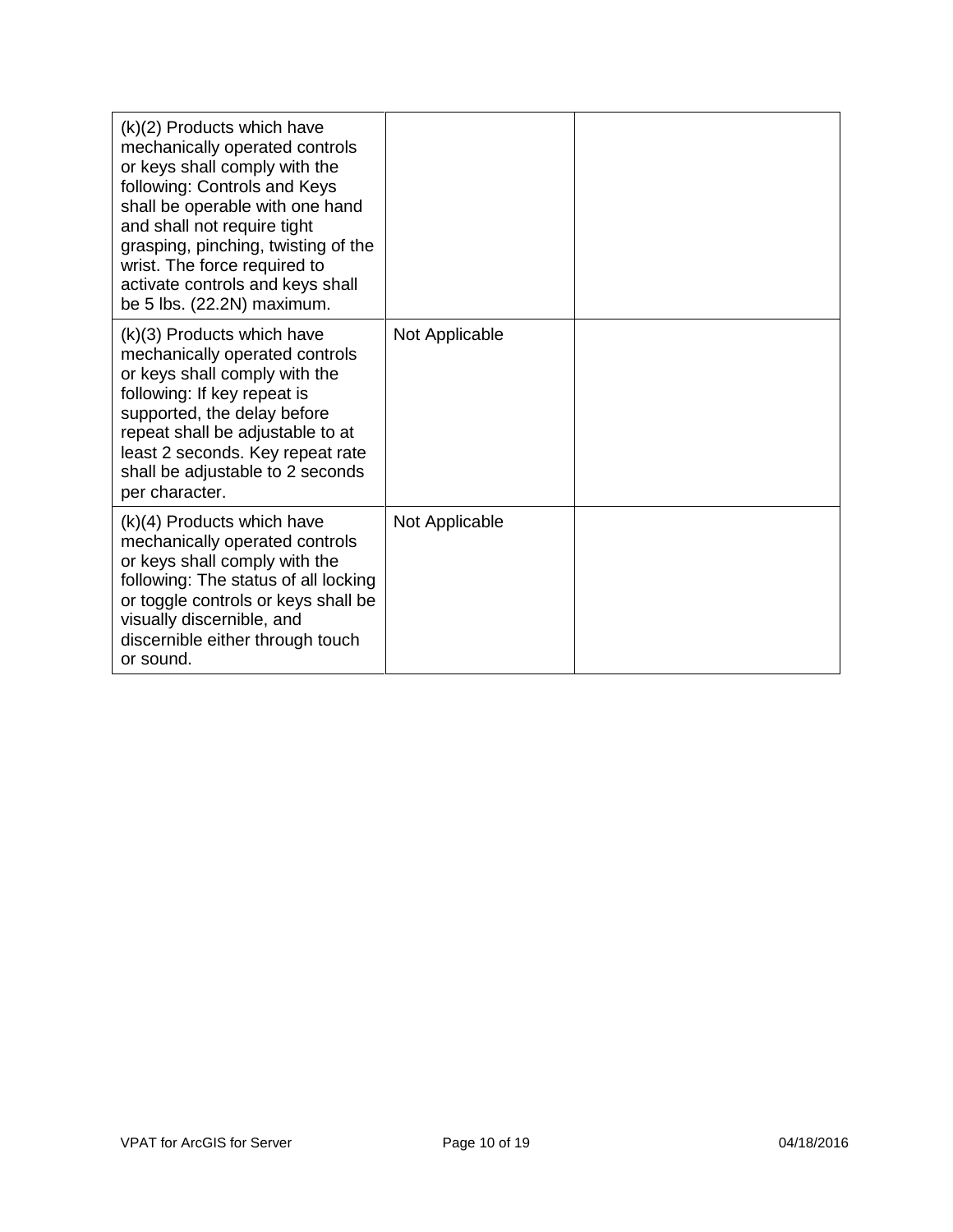| | | |
|---|---|---|
| (k)(2) Products which have mechanically operated controls or keys shall comply with the following: Controls and Keys shall be operable with one hand and shall not require tight grasping, pinching, twisting of the wrist. The force required to activate controls and keys shall be 5 lbs. (22.2N) maximum. | | |
| (k)(3) Products which have mechanically operated controls or keys shall comply with the following: If key repeat is supported, the delay before repeat shall be adjustable to at least 2 seconds. Key repeat rate shall be adjustable to 2 seconds per character. | Not Applicable | |
| (k)(4) Products which have mechanically operated controls or keys shall comply with the following: The status of all locking or toggle controls or keys shall be visually discernible, and discernible either through touch or sound. | Not Applicable | |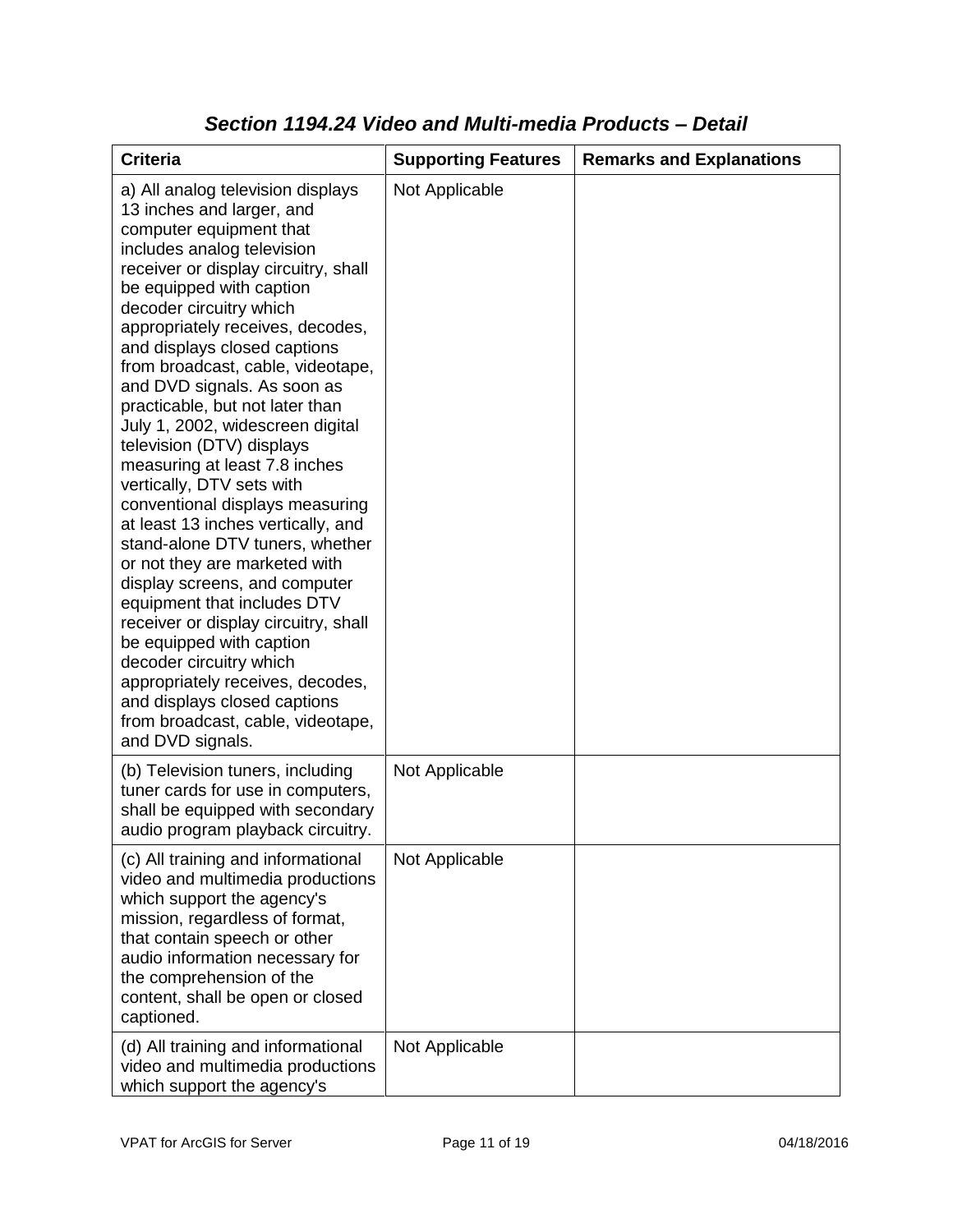### *Section 1194.24 Video and Multi-media Products – Detail*

| Criteria | Supporting Features | Remarks and Explanations |
| --- | --- | --- |
| a) All analog television displays 13 inches and larger, and computer equipment that includes analog television receiver or display circuitry, shall be equipped with caption decoder circuitry which appropriately receives, decodes, and displays closed captions from broadcast, cable, videotape, and DVD signals. As soon as practicable, but not later than July 1, 2002, widescreen digital television (DTV) displays measuring at least 7.8 inches vertically, DTV sets with conventional displays measuring at least 13 inches vertically, and stand-alone DTV tuners, whether or not they are marketed with display screens, and computer equipment that includes DTV receiver or display circuitry, shall be equipped with caption decoder circuitry which appropriately receives, decodes, and displays closed captions from broadcast, cable, videotape, and DVD signals. | Not Applicable | |
| (b) Television tuners, including tuner cards for use in computers, shall be equipped with secondary audio program playback circuitry. | Not Applicable | |
| (c) All training and informational video and multimedia productions which support the agency's mission, regardless of format, that contain speech or other audio information necessary for the comprehension of the content, shall be open or closed captioned. | Not Applicable | |
| (d) All training and informational video and multimedia productions which support the agency's | Not Applicable | |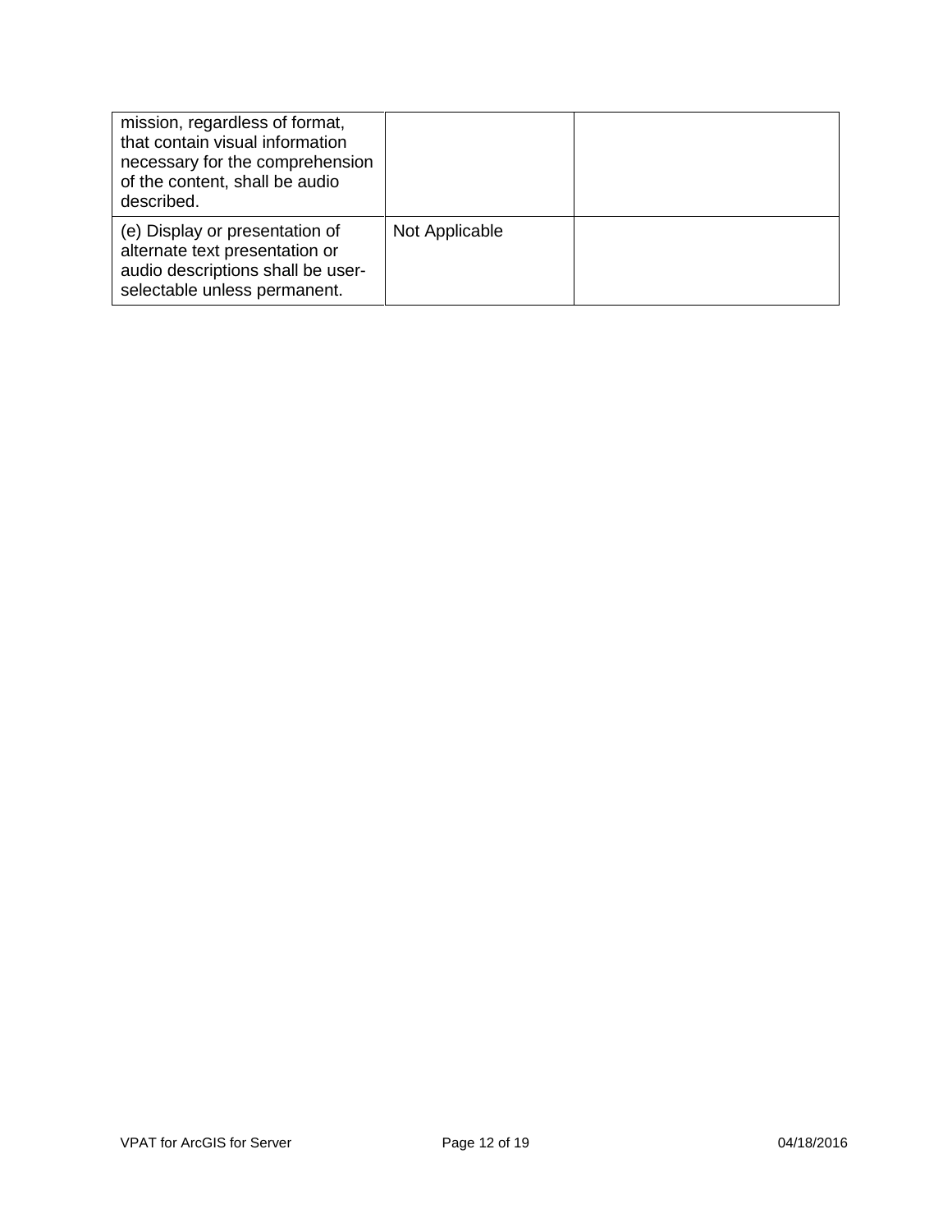| | | |
|---|---|---|
| mission, regardless of format, that contain visual information necessary for the comprehension of the content, shall be audio described. | | |
| (e) Display or presentation of alternate text presentation or audio descriptions shall be user-selectable unless permanent. | Not Applicable | |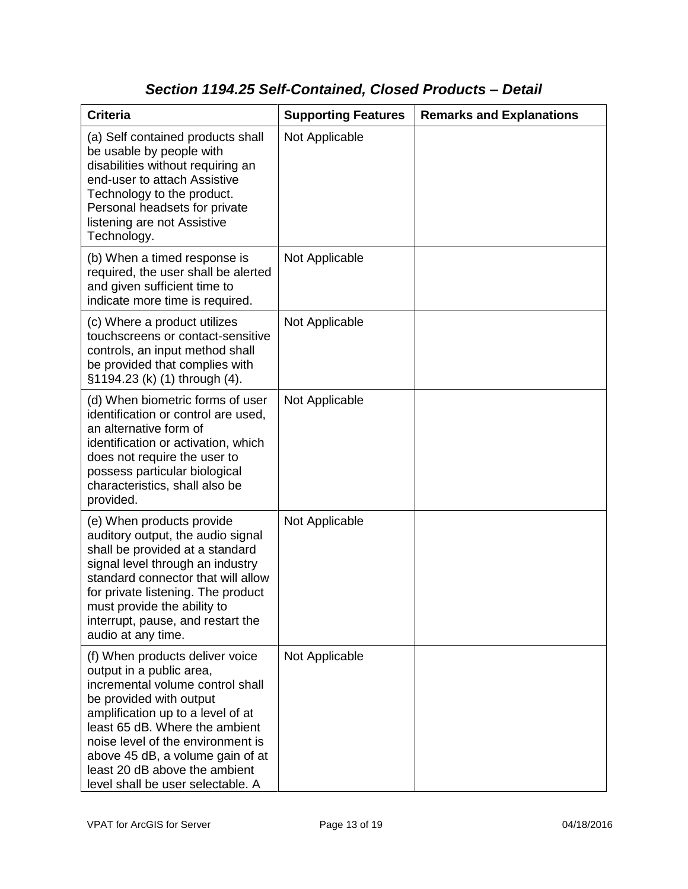## *Section 1194.25 Self-Contained, Closed Products – Detail*

| Criteria | Supporting Features | Remarks and Explanations |
|---|---|---|
| (a) Self contained products shall be usable by people with disabilities without requiring an end-user to attach Assistive Technology to the product. Personal headsets for private listening are not Assistive Technology. | Not Applicable | |
| (b) When a timed response is required, the user shall be alerted and given sufficient time to indicate more time is required. | Not Applicable | |
| (c) Where a product utilizes touchscreens or contact-sensitive controls, an input method shall be provided that complies with §1194.23 (k) (1) through (4). | Not Applicable | |
| (d) When biometric forms of user identification or control are used, an alternative form of identification or activation, which does not require the user to possess particular biological characteristics, shall also be provided. | Not Applicable | |
| (e) When products provide auditory output, the audio signal shall be provided at a standard signal level through an industry standard connector that will allow for private listening. The product must provide the ability to interrupt, pause, and restart the audio at any time. | Not Applicable | |
| (f) When products deliver voice output in a public area, incremental volume control shall be provided with output amplification up to a level of at least 65 dB. Where the ambient noise level of the environment is above 45 dB, a volume gain of at least 20 dB above the ambient level shall be user selectable. A | Not Applicable | |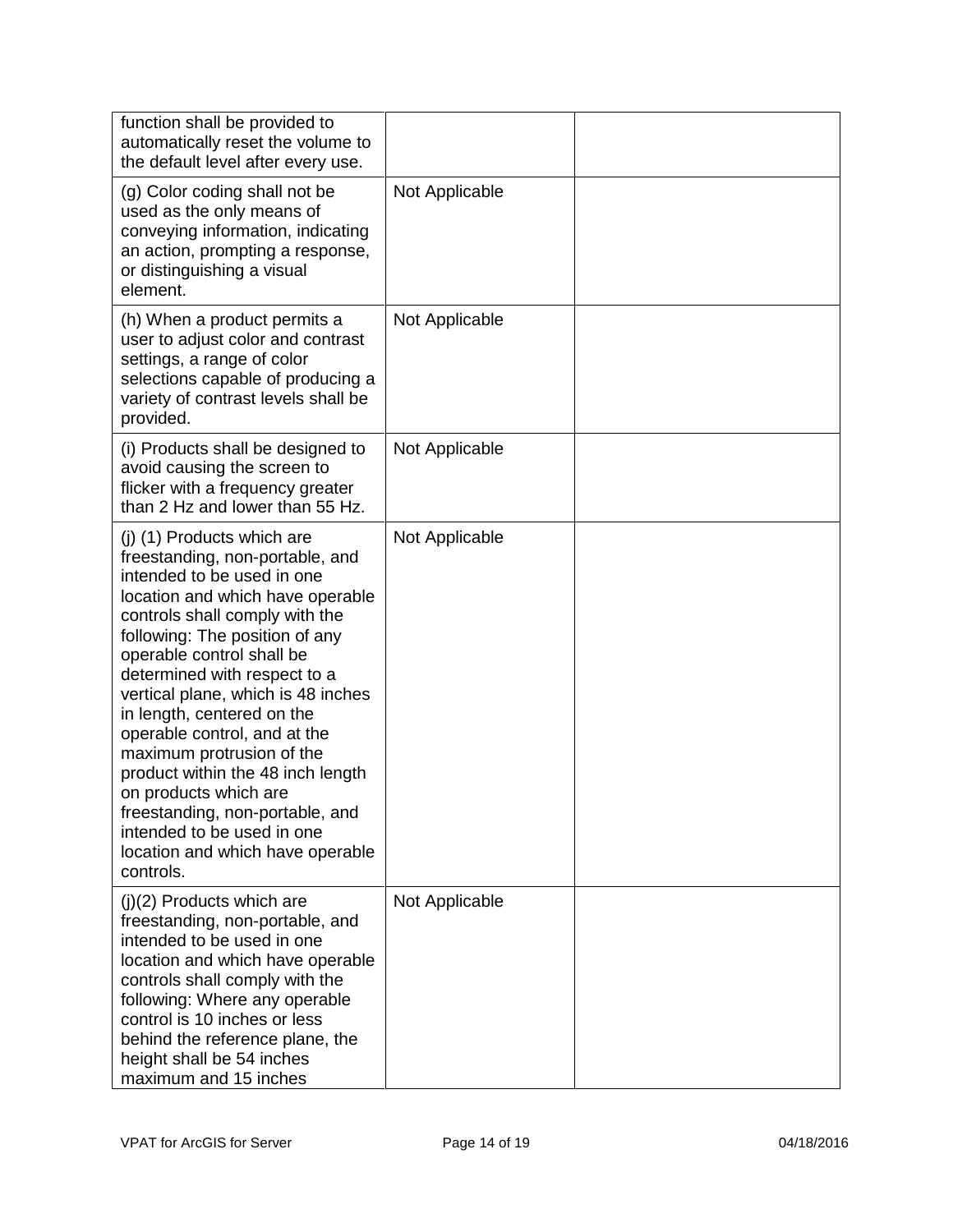| | | |
|---|---|---|
| function shall be provided to automatically reset the volume to the default level after every use. | | |
| (g) Color coding shall not be used as the only means of conveying information, indicating an action, prompting a response, or distinguishing a visual element. | Not Applicable | |
| (h) When a product permits a user to adjust color and contrast settings, a range of color selections capable of producing a variety of contrast levels shall be provided. | Not Applicable | |
| (i) Products shall be designed to avoid causing the screen to flicker with a frequency greater than 2 Hz and lower than 55 Hz. | Not Applicable | |
| (j) (1) Products which are freestanding, non-portable, and intended to be used in one location and which have operable controls shall comply with the following: The position of any operable control shall be determined with respect to a vertical plane, which is 48 inches in length, centered on the operable control, and at the maximum protrusion of the product within the 48 inch length on products which are freestanding, non-portable, and intended to be used in one location and which have operable controls. | Not Applicable | |
| (j)(2) Products which are freestanding, non-portable, and intended to be used in one location and which have operable controls shall comply with the following: Where any operable control is 10 inches or less behind the reference plane, the height shall be 54 inches maximum and 15 inches | Not Applicable | |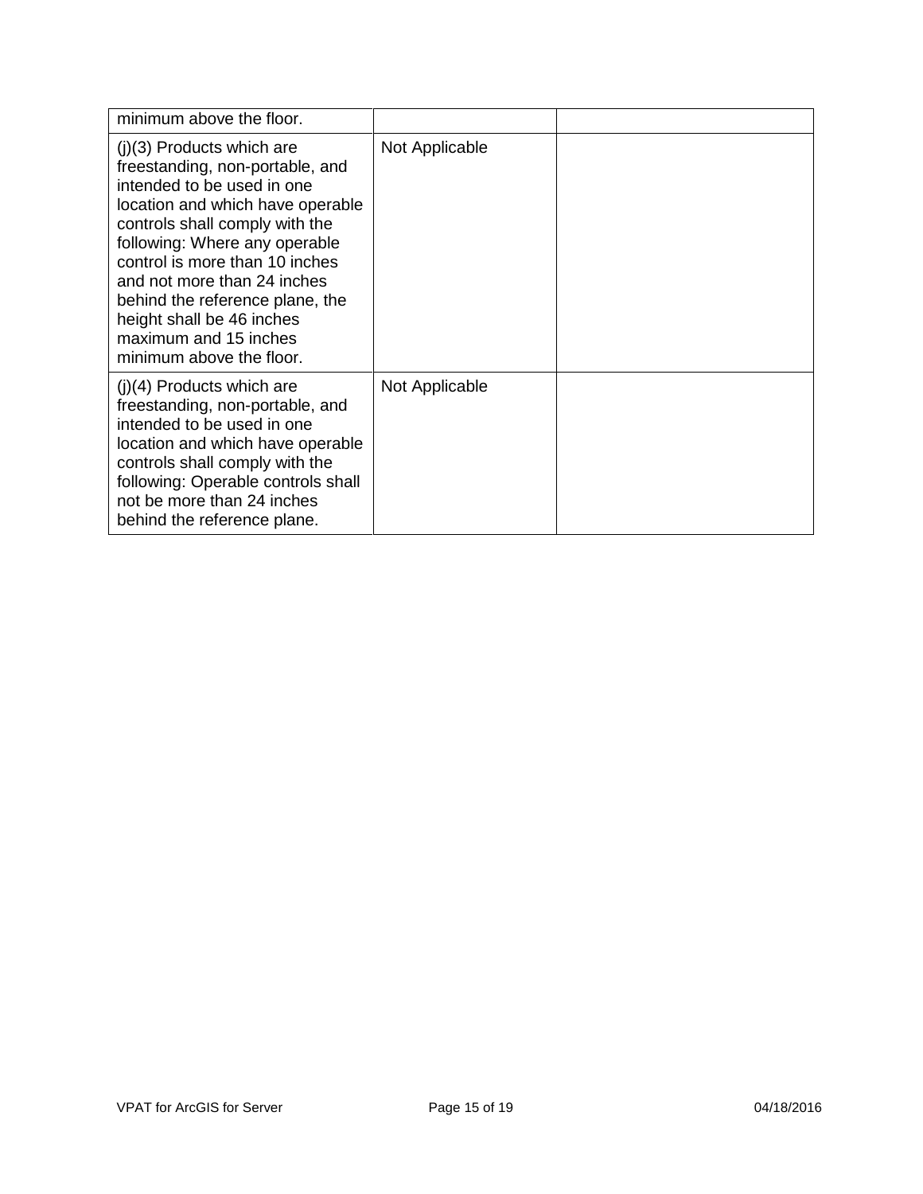| | | |
|---|---|---|
| minimum above the floor. | | |
| (j)(3) Products which are freestanding, non-portable, and intended to be used in one location and which have operable controls shall comply with the following: Where any operable control is more than 10 inches and not more than 24 inches behind the reference plane, the height shall be 46 inches maximum and 15 inches minimum above the floor. | Not Applicable | |
| (j)(4) Products which are freestanding, non-portable, and intended to be used in one location and which have operable controls shall comply with the following: Operable controls shall not be more than 24 inches behind the reference plane. | Not Applicable | |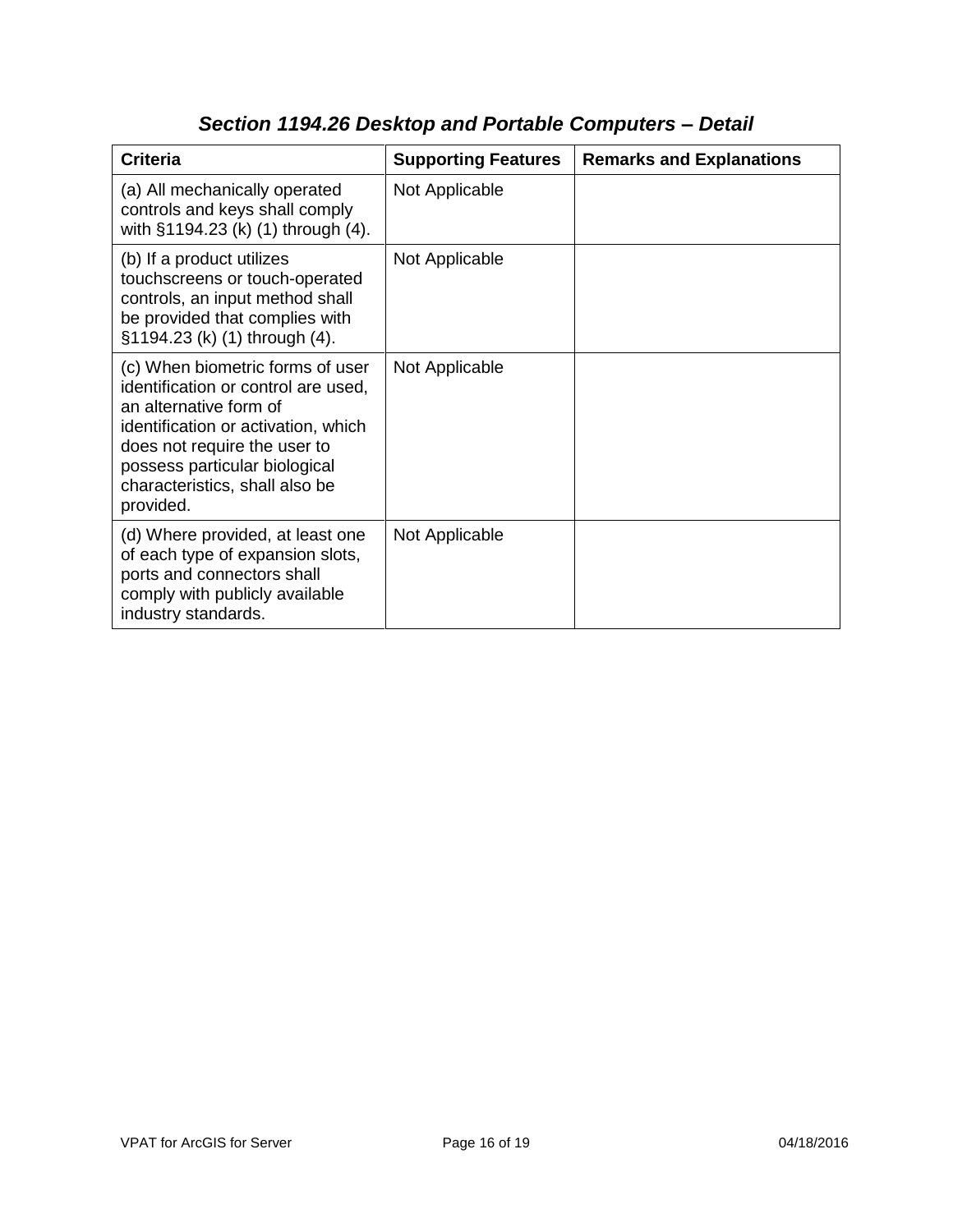## *Section 1194.26 Desktop and Portable Computers – Detail*

| Criteria | Supporting Features | Remarks and Explanations |
|---|---|---|
| (a) All mechanically operated controls and keys shall comply with §1194.23 (k) (1) through (4). | Not Applicable | |
| (b) If a product utilizes touchscreens or touch-operated controls, an input method shall be provided that complies with §1194.23 (k) (1) through (4). | Not Applicable | |
| (c) When biometric forms of user identification or control are used, an alternative form of identification or activation, which does not require the user to possess particular biological characteristics, shall also be provided. | Not Applicable | |
| (d) Where provided, at least one of each type of expansion slots, ports and connectors shall comply with publicly available industry standards. | Not Applicable | |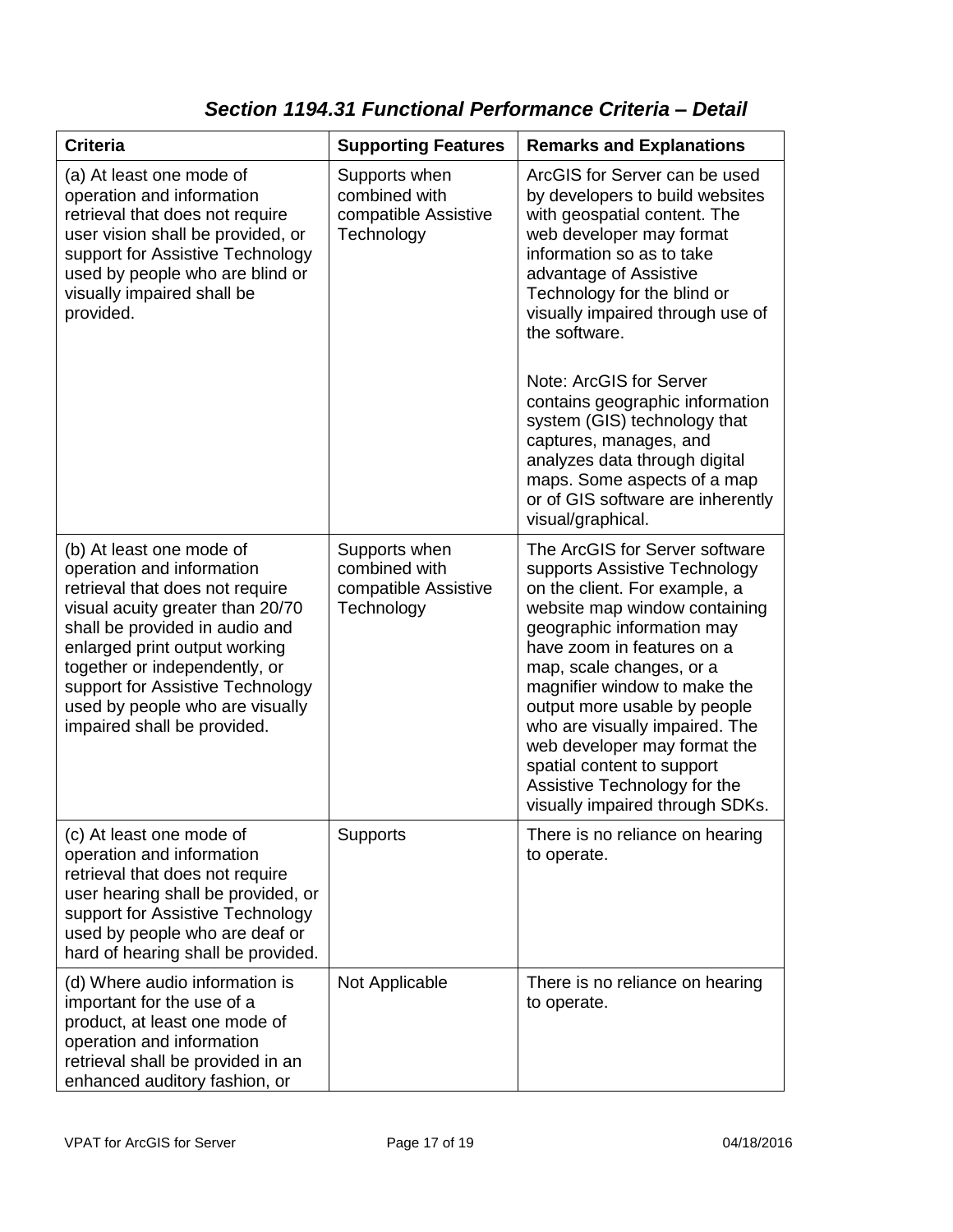### *Section 1194.31 Functional Performance Criteria – Detail*

| Criteria | Supporting Features | Remarks and Explanations |
|---|---|---|
| (a) At least one mode of operation and information retrieval that does not require user vision shall be provided, or support for Assistive Technology used by people who are blind or visually impaired shall be provided. | Supports when combined with compatible Assistive Technology | ArcGIS for Server can be used by developers to build websites with geospatial content. The web developer may format information so as to take advantage of Assistive Technology for the blind or visually impaired through use of the software.<br><br>Note: ArcGIS for Server contains geographic information system (GIS) technology that captures, manages, and analyzes data through digital maps. Some aspects of a map or of GIS software are inherently visual/graphical. |
| (b) At least one mode of operation and information retrieval that does not require visual acuity greater than 20/70 shall be provided in audio and enlarged print output working together or independently, or support for Assistive Technology used by people who are visually impaired shall be provided. | Supports when combined with compatible Assistive Technology | The ArcGIS for Server software supports Assistive Technology on the client. For example, a website map window containing geographic information may have zoom in features on a map, scale changes, or a magnifier window to make the output more usable by people who are visually impaired. The web developer may format the spatial content to support Assistive Technology for the visually impaired through SDKs. |
| (c) At least one mode of operation and information retrieval that does not require user hearing shall be provided, or support for Assistive Technology used by people who are deaf or hard of hearing shall be provided. | Supports | There is no reliance on hearing to operate. |
| (d) Where audio information is important for the use of a product, at least one mode of operation and information retrieval shall be provided in an enhanced auditory fashion, or | Not Applicable | There is no reliance on hearing to operate. |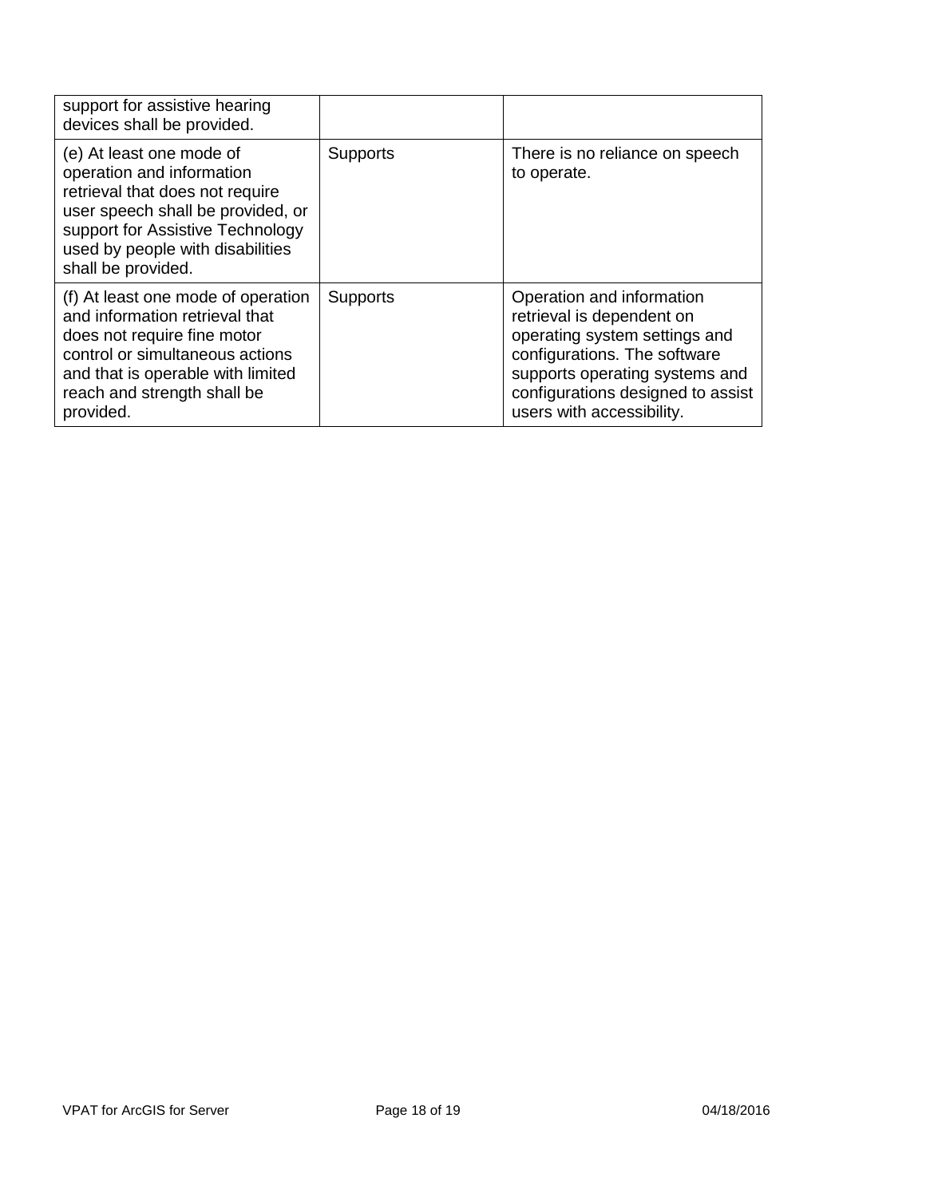| | | |
|---|---|---|
| support for assistive hearing devices shall be provided. | | |
| (e) At least one mode of operation and information retrieval that does not require user speech shall be provided, or support for Assistive Technology used by people with disabilities shall be provided. | Supports | There is no reliance on speech to operate. |
| (f) At least one mode of operation and information retrieval that does not require fine motor control or simultaneous actions and that is operable with limited reach and strength shall be provided. | Supports | Operation and information retrieval is dependent on operating system settings and configurations. The software supports operating systems and configurations designed to assist users with accessibility. |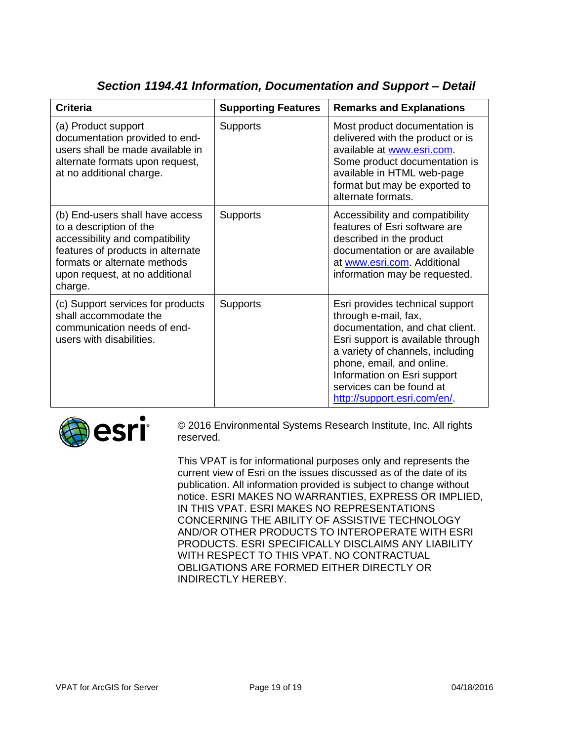### *Section 1194.41 Information, Documentation and Support – Detail*

| Criteria | Supporting Features | Remarks and Explanations |
|---|---|---|
| (a) Product support documentation provided to end-users shall be made available in alternate formats upon request, at no additional charge. | Supports | Most product documentation is delivered with the product or is available at www.esri.com. Some product documentation is available in HTML web-page format but may be exported to alternate formats. |
| (b) End-users shall have access to a description of the accessibility and compatibility features of products in alternate formats or alternate methods upon request, at no additional charge. | Supports | Accessibility and compatibility features of Esri software are described in the product documentation or are available at www.esri.com. Additional information may be requested. |
| (c) Support services for products shall accommodate the communication needs of end-users with disabilities. | Supports | Esri provides technical support through e-mail, fax, documentation, and chat client. Esri support is available through a variety of channels, including phone, email, and online. Information on Esri support services can be found at http://support.esri.com/en/. |

© 2016 Environmental Systems Research Institute, Inc. All rights reserved.

This VPAT is for informational purposes only and represents the current view of Esri on the issues discussed as of the date of its publication. All information provided is subject to change without notice. ESRI MAKES NO WARRANTIES, EXPRESS OR IMPLIED, IN THIS VPAT. ESRI MAKES NO REPRESENTATIONS CONCERNING THE ABILITY OF ASSISTIVE TECHNOLOGY AND/OR OTHER PRODUCTS TO INTEROPERATE WITH ESRI PRODUCTS. ESRI SPECIFICALLY DISCLAIMS ANY LIABILITY WITH RESPECT TO THIS VPAT. NO CONTRACTUAL OBLIGATIONS ARE FORMED EITHER DIRECTLY OR INDIRECTLY HEREBY.